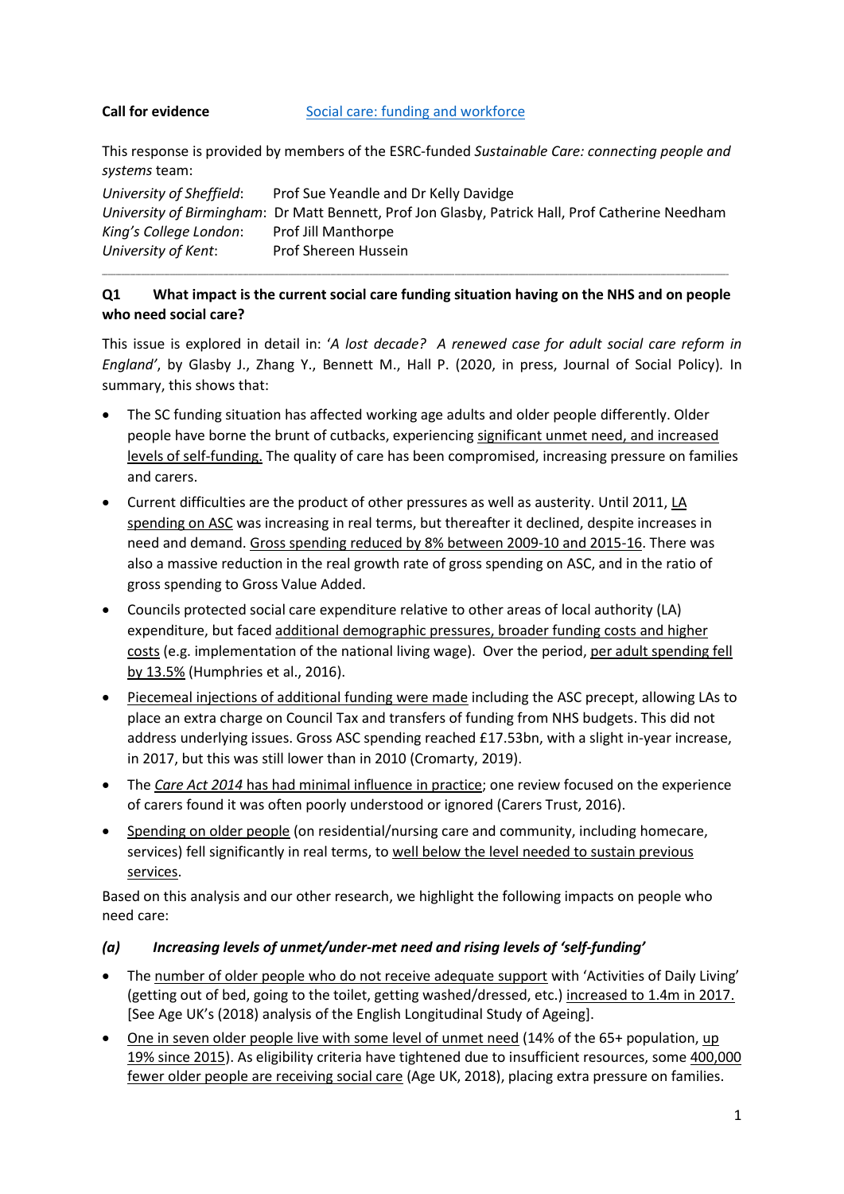**Call for evidence** [Social care: funding and workforce]

This response is provided by members of the ESRC-funded *Sustainable Care: connecting people and systems* team:

*University of Sheffield*: Prof Sue Yeandle and Dr Kelly Davidge
*University of Birmingham*: Dr Matt Bennett, Prof Jon Glasby, Patrick Hall, Prof Catherine Needham
*King's College London*: Prof Jill Manthorpe
*University of Kent*: Prof Shereen Hussein

---

**Q1 What impact is the current social care funding situation having on the NHS and on people who need social care?**

This issue is explored in detail in: '*A lost decade? A renewed case for adult social care reform in England'*, by Glasby J., Zhang Y., Bennett M., Hall P. (2020, in press, Journal of Social Policy). In summary, this shows that:

- The SC funding situation has affected working age adults and older people differently. Older people have borne the brunt of cutbacks, experiencing significant unmet need, and increased levels of self-funding. The quality of care has been compromised, increasing pressure on families and carers.
- Current difficulties are the product of other pressures as well as austerity. Until 2011, LA spending on ASC was increasing in real terms, but thereafter it declined, despite increases in need and demand. Gross spending reduced by 8% between 2009-10 and 2015-16. There was also a massive reduction in the real growth rate of gross spending on ASC, and in the ratio of gross spending to Gross Value Added.
- Councils protected social care expenditure relative to other areas of local authority (LA) expenditure, but faced additional demographic pressures, broader funding costs and higher costs (e.g. implementation of the national living wage). Over the period, per adult spending fell by 13.5% (Humphries et al., 2016).
- Piecemeal injections of additional funding were made including the ASC precept, allowing LAs to place an extra charge on Council Tax and transfers of funding from NHS budgets. This did not address underlying issues. Gross ASC spending reached £17.53bn, with a slight in-year increase, in 2017, but this was still lower than in 2010 (Cromarty, 2019).
- The *Care Act 2014* has had minimal influence in practice; one review focused on the experience of carers found it was often poorly understood or ignored (Carers Trust, 2016).
- Spending on older people (on residential/nursing care and community, including homecare, services) fell significantly in real terms, to well below the level needed to sustain previous services.

Based on this analysis and our other research, we highlight the following impacts on people who need care:

***(a) Increasing levels of unmet/under-met need and rising levels of 'self-funding'***

- The number of older people who do not receive adequate support with 'Activities of Daily Living' (getting out of bed, going to the toilet, getting washed/dressed, etc.) increased to 1.4m in 2017. [See Age UK's (2018) analysis of the English Longitudinal Study of Ageing].
- One in seven older people live with some level of unmet need (14% of the 65+ population, up 19% since 2015). As eligibility criteria have tightened due to insufficient resources, some 400,000 fewer older people are receiving social care (Age UK, 2018), placing extra pressure on families.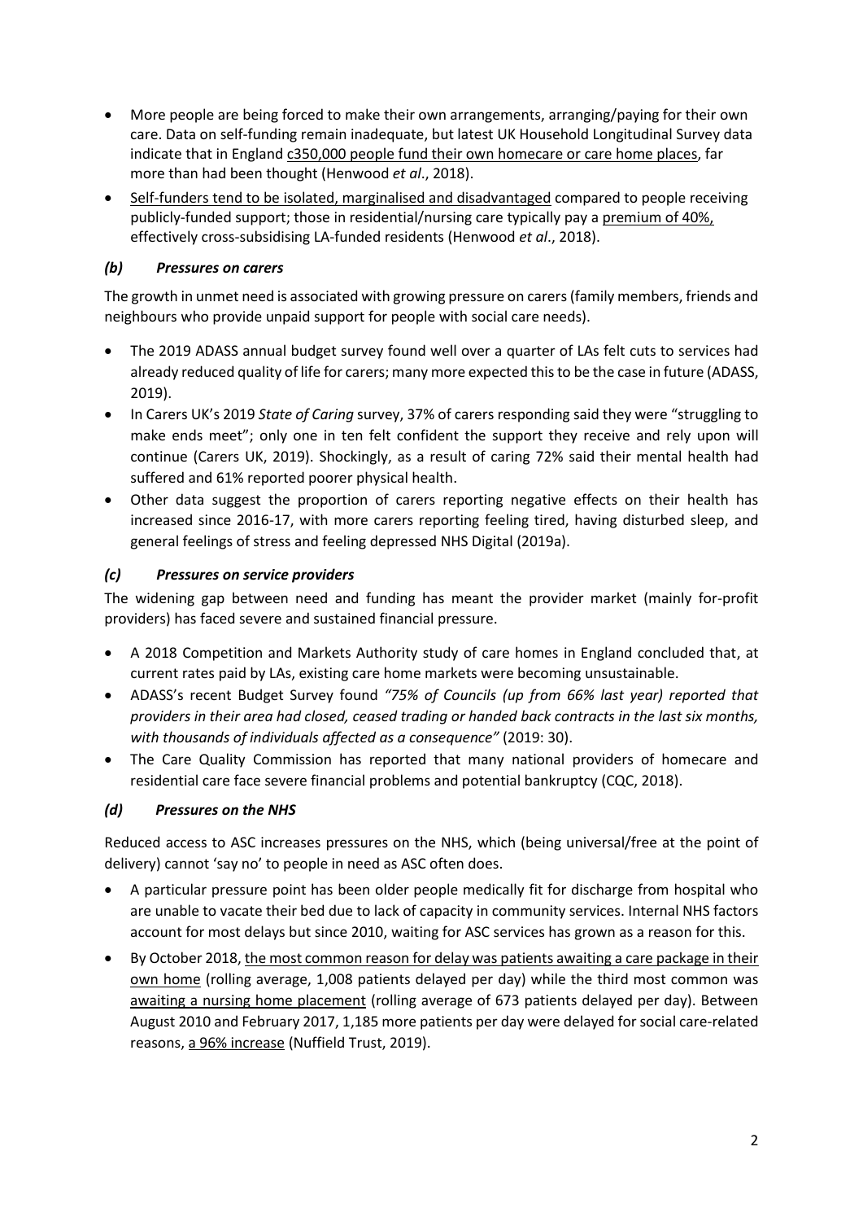- More people are being forced to make their own arrangements, arranging/paying for their own care. Data on self-funding remain inadequate, but latest UK Household Longitudinal Survey data indicate that in England c350,000 people fund their own homecare or care home places, far more than had been thought (Henwood *et al*., 2018).
- Self-funders tend to be isolated, marginalised and disadvantaged compared to people receiving publicly-funded support; those in residential/nursing care typically pay a premium of 40%, effectively cross-subsidising LA-funded residents (Henwood *et al*., 2018).

### *(b) Pressures on carers*

The growth in unmet need is associated with growing pressure on carers (family members, friends and neighbours who provide unpaid support for people with social care needs).

- The 2019 ADASS annual budget survey found well over a quarter of LAs felt cuts to services had already reduced quality of life for carers; many more expected this to be the case in future (ADASS, 2019).
- In Carers UK's 2019 *State of Caring* survey, 37% of carers responding said they were "struggling to make ends meet"; only one in ten felt confident the support they receive and rely upon will continue (Carers UK, 2019). Shockingly, as a result of caring 72% said their mental health had suffered and 61% reported poorer physical health.
- Other data suggest the proportion of carers reporting negative effects on their health has increased since 2016-17, with more carers reporting feeling tired, having disturbed sleep, and general feelings of stress and feeling depressed NHS Digital (2019a).

### *(c) Pressures on service providers*

The widening gap between need and funding has meant the provider market (mainly for-profit providers) has faced severe and sustained financial pressure.

- A 2018 Competition and Markets Authority study of care homes in England concluded that, at current rates paid by LAs, existing care home markets were becoming unsustainable.
- ADASS's recent Budget Survey found *"75% of Councils (up from 66% last year) reported that providers in their area had closed, ceased trading or handed back contracts in the last six months, with thousands of individuals affected as a consequence"* (2019: 30).
- The Care Quality Commission has reported that many national providers of homecare and residential care face severe financial problems and potential bankruptcy (CQC, 2018).

### *(d) Pressures on the NHS*

Reduced access to ASC increases pressures on the NHS, which (being universal/free at the point of delivery) cannot 'say no' to people in need as ASC often does.

- A particular pressure point has been older people medically fit for discharge from hospital who are unable to vacate their bed due to lack of capacity in community services. Internal NHS factors account for most delays but since 2010, waiting for ASC services has grown as a reason for this.
- By October 2018, the most common reason for delay was patients awaiting a care package in their own home (rolling average, 1,008 patients delayed per day) while the third most common was awaiting a nursing home placement (rolling average of 673 patients delayed per day). Between August 2010 and February 2017, 1,185 more patients per day were delayed for social care-related reasons, a 96% increase (Nuffield Trust, 2019).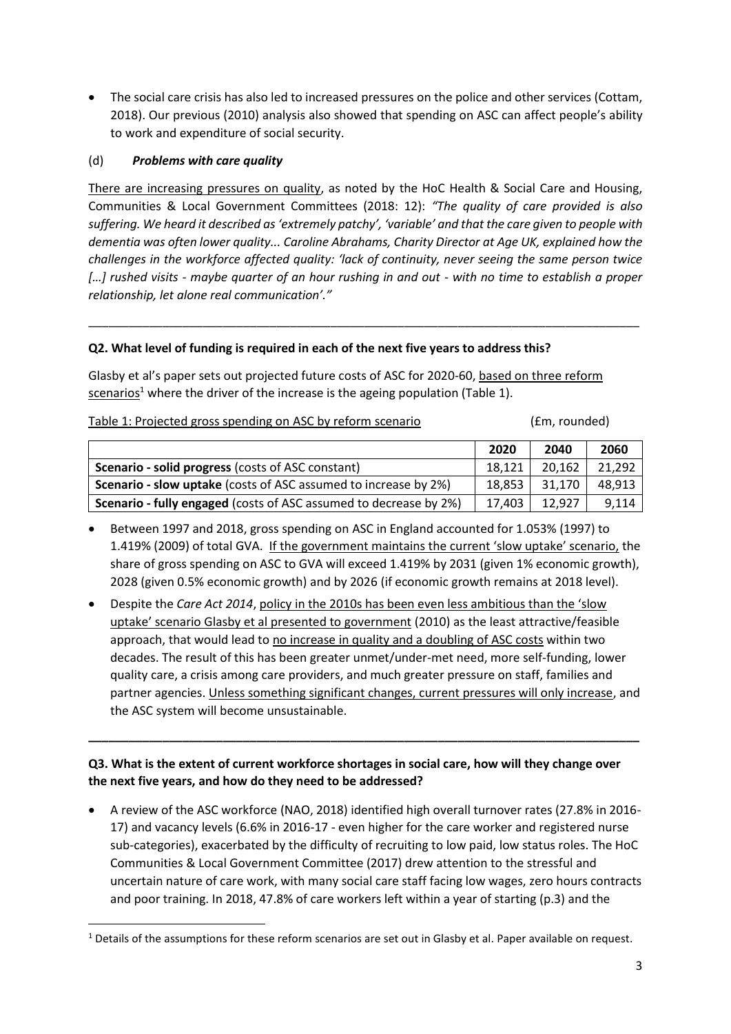- The social care crisis has also led to increased pressures on the police and other services (Cottam, 2018). Our previous (2010) analysis also showed that spending on ASC can affect people's ability to work and expenditure of social security.

(d) ***Problems with care quality***

There are increasing pressures on quality, as noted by the HoC Health & Social Care and Housing, Communities & Local Government Committees (2018: 12): *"The quality of care provided is also suffering. We heard it described as 'extremely patchy', 'variable' and that the care given to people with dementia was often lower quality... Caroline Abrahams, Charity Director at Age UK, explained how the challenges in the workforce affected quality: 'lack of continuity, never seeing the same person twice […] rushed visits - maybe quarter of an hour rushing in and out - with no time to establish a proper relationship, let alone real communication'."*

---

**Q2. What level of funding is required in each of the next five years to address this?**

Glasby et al's paper sets out projected future costs of ASC for 2020-60, based on three reform scenarios[1] where the driver of the increase is the ageing population (Table 1).

Table 1: Projected gross spending on ASC by reform scenario (£m, rounded)

| | 2020 | 2040 | 2060 |
|---|---|---|---|
| **Scenario - solid progress** (costs of ASC constant) | 18,121 | 20,162 | 21,292 |
| **Scenario - slow uptake** (costs of ASC assumed to increase by 2%) | 18,853 | 31,170 | 48,913 |
| **Scenario - fully engaged** (costs of ASC assumed to decrease by 2%) | 17,403 | 12,927 | 9,114 |

- Between 1997 and 2018, gross spending on ASC in England accounted for 1.053% (1997) to 1.419% (2009) of total GVA. If the government maintains the current 'slow uptake' scenario, the share of gross spending on ASC to GVA will exceed 1.419% by 2031 (given 1% economic growth), 2028 (given 0.5% economic growth) and by 2026 (if economic growth remains at 2018 level).
- Despite the *Care Act 2014*, policy in the 2010s has been even less ambitious than the 'slow uptake' scenario Glasby et al presented to government (2010) as the least attractive/feasible approach, that would lead to no increase in quality and a doubling of ASC costs within two decades. The result of this has been greater unmet/under-met need, more self-funding, lower quality care, a crisis among care providers, and much greater pressure on staff, families and partner agencies. Unless something significant changes, current pressures will only increase, and the ASC system will become unsustainable.

---

**Q3. What is the extent of current workforce shortages in social care, how will they change over the next five years, and how do they need to be addressed?**

- A review of the ASC workforce (NAO, 2018) identified high overall turnover rates (27.8% in 2016-17) and vacancy levels (6.6% in 2016-17 - even higher for the care worker and registered nurse sub-categories), exacerbated by the difficulty of recruiting to low paid, low status roles. The HoC Communities & Local Government Committee (2017) drew attention to the stressful and uncertain nature of care work, with many social care staff facing low wages, zero hours contracts and poor training. In 2018, 47.8% of care workers left within a year of starting (p.3) and the

[1] Details of the assumptions for these reform scenarios are set out in Glasby et al. Paper available on request.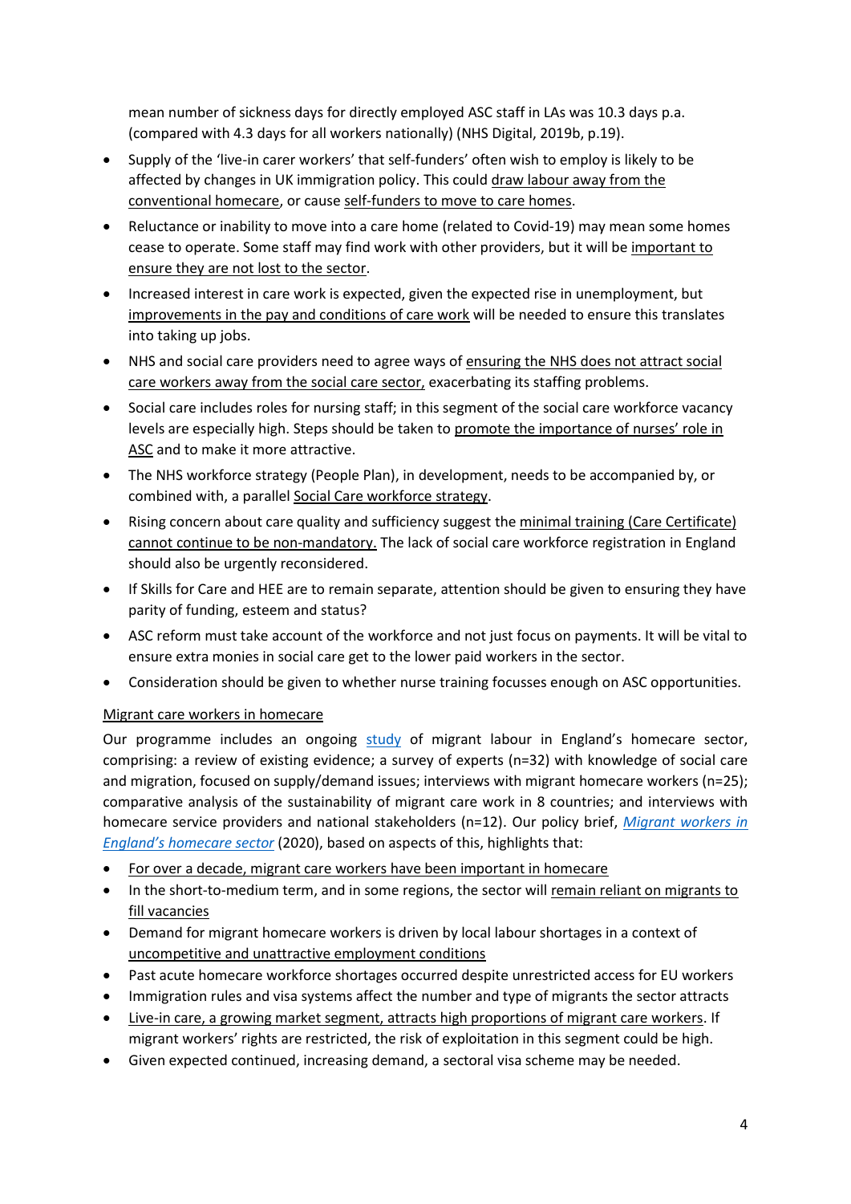mean number of sickness days for directly employed ASC staff in LAs was 10.3 days p.a. (compared with 4.3 days for all workers nationally) (NHS Digital, 2019b, p.19).

- Supply of the 'live-in carer workers' that self-funders' often wish to employ is likely to be affected by changes in UK immigration policy. This could draw labour away from the conventional homecare, or cause self-funders to move to care homes.
- Reluctance or inability to move into a care home (related to Covid-19) may mean some homes cease to operate. Some staff may find work with other providers, but it will be important to ensure they are not lost to the sector.
- Increased interest in care work is expected, given the expected rise in unemployment, but improvements in the pay and conditions of care work will be needed to ensure this translates into taking up jobs.
- NHS and social care providers need to agree ways of ensuring the NHS does not attract social care workers away from the social care sector, exacerbating its staffing problems.
- Social care includes roles for nursing staff; in this segment of the social care workforce vacancy levels are especially high. Steps should be taken to promote the importance of nurses' role in ASC and to make it more attractive.
- The NHS workforce strategy (People Plan), in development, needs to be accompanied by, or combined with, a parallel Social Care workforce strategy.
- Rising concern about care quality and sufficiency suggest the minimal training (Care Certificate) cannot continue to be non-mandatory. The lack of social care workforce registration in England should also be urgently reconsidered.
- If Skills for Care and HEE are to remain separate, attention should be given to ensuring they have parity of funding, esteem and status?
- ASC reform must take account of the workforce and not just focus on payments. It will be vital to ensure extra monies in social care get to the lower paid workers in the sector.
- Consideration should be given to whether nurse training focusses enough on ASC opportunities.

## Migrant care workers in homecare

Our programme includes an ongoing study of migrant labour in England's homecare sector, comprising: a review of existing evidence; a survey of experts (n=32) with knowledge of social care and migration, focused on supply/demand issues; interviews with migrant homecare workers (n=25); comparative analysis of the sustainability of migrant care work in 8 countries; and interviews with homecare service providers and national stakeholders (n=12). Our policy brief, *Migrant workers in England's homecare sector* (2020), based on aspects of this, highlights that:

- For over a decade, migrant care workers have been important in homecare
- In the short-to-medium term, and in some regions, the sector will remain reliant on migrants to fill vacancies
- Demand for migrant homecare workers is driven by local labour shortages in a context of uncompetitive and unattractive employment conditions
- Past acute homecare workforce shortages occurred despite unrestricted access for EU workers
- Immigration rules and visa systems affect the number and type of migrants the sector attracts
- Live-in care, a growing market segment, attracts high proportions of migrant care workers. If migrant workers' rights are restricted, the risk of exploitation in this segment could be high.
- Given expected continued, increasing demand, a sectoral visa scheme may be needed.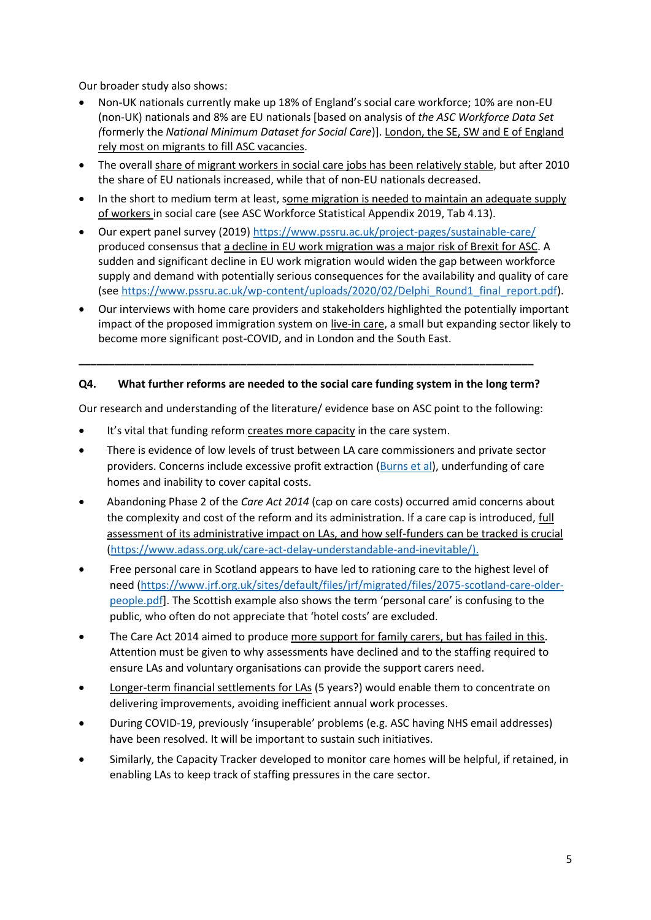Our broader study also shows:

- Non-UK nationals currently make up 18% of England's social care workforce; 10% are non-EU (non-UK) nationals and 8% are EU nationals [based on analysis of *the ASC Workforce Data Set (*formerly the *National Minimum Dataset for Social Care*)]. London, the SE, SW and E of England rely most on migrants to fill ASC vacancies.
- The overall share of migrant workers in social care jobs has been relatively stable, but after 2010 the share of EU nationals increased, while that of non-EU nationals decreased.
- In the short to medium term at least, some migration is needed to maintain an adequate supply of workers in social care (see ASC Workforce Statistical Appendix 2019, Tab 4.13).
- Our expert panel survey (2019) https://www.pssru.ac.uk/project-pages/sustainable-care/ produced consensus that a decline in EU work migration was a major risk of Brexit for ASC. A sudden and significant decline in EU work migration would widen the gap between workforce supply and demand with potentially serious consequences for the availability and quality of care (see https://www.pssru.ac.uk/wp-content/uploads/2020/02/Delphi_Round1_final_report.pdf).
- Our interviews with home care providers and stakeholders highlighted the potentially important impact of the proposed immigration system on live-in care, a small but expanding sector likely to become more significant post-COVID, and in London and the South East.

---

**Q4. What further reforms are needed to the social care funding system in the long term?**

Our research and understanding of the literature/ evidence base on ASC point to the following:

- It's vital that funding reform creates more capacity in the care system.
- There is evidence of low levels of trust between LA care commissioners and private sector providers. Concerns include excessive profit extraction (Burns et al), underfunding of care homes and inability to cover capital costs.
- Abandoning Phase 2 of the *Care Act 2014* (cap on care costs) occurred amid concerns about the complexity and cost of the reform and its administration. If a care cap is introduced, full assessment of its administrative impact on LAs, and how self-funders can be tracked is crucial (https://www.adass.org.uk/care-act-delay-understandable-and-inevitable/).
- Free personal care in Scotland appears to have led to rationing care to the highest level of need (https://www.jrf.org.uk/sites/default/files/jrf/migrated/files/2075-scotland-care-older-people.pdf]. The Scottish example also shows the term 'personal care' is confusing to the public, who often do not appreciate that 'hotel costs' are excluded.
- The Care Act 2014 aimed to produce more support for family carers, but has failed in this. Attention must be given to why assessments have declined and to the staffing required to ensure LAs and voluntary organisations can provide the support carers need.
- Longer-term financial settlements for LAs (5 years?) would enable them to concentrate on delivering improvements, avoiding inefficient annual work processes.
- During COVID-19, previously 'insuperable' problems (e.g. ASC having NHS email addresses) have been resolved. It will be important to sustain such initiatives.
- Similarly, the Capacity Tracker developed to monitor care homes will be helpful, if retained, in enabling LAs to keep track of staffing pressures in the care sector.